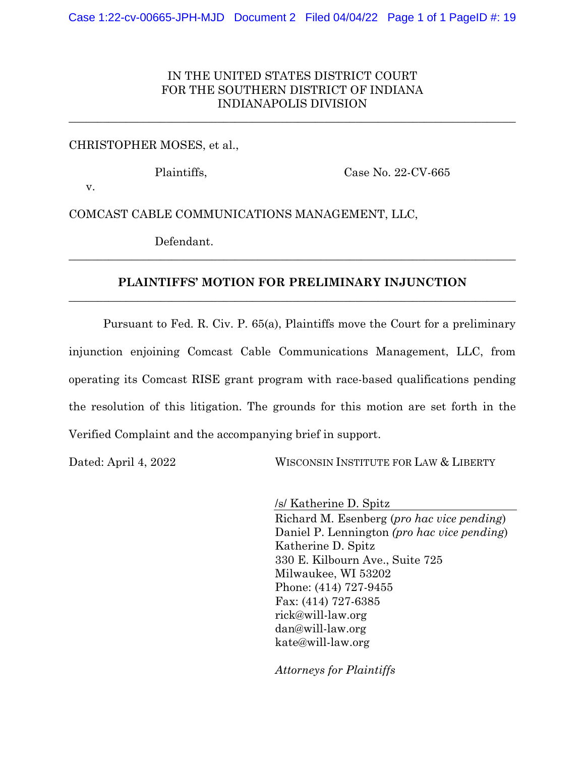IN THE UNITED STATES DISTRICT COURT
FOR THE SOUTHERN DISTRICT OF INDIANA
INDIANAPOLIS DIVISION

---

CHRISTOPHER MOSES, et al.,

Plaintiffs, Case No. 22-CV-665

v.

COMCAST CABLE COMMUNICATIONS MANAGEMENT, LLC,

Defendant.

---

**PLAINTIFFS' MOTION FOR PRELIMINARY INJUNCTION**

---

Pursuant to Fed. R. Civ. P. 65(a), Plaintiffs move the Court for a preliminary injunction enjoining Comcast Cable Communications Management, LLC, from operating its Comcast RISE grant program with race-based qualifications pending the resolution of this litigation. The grounds for this motion are set forth in the Verified Complaint and the accompanying brief in support.

Dated: April 4, 2022

WISCONSIN INSTITUTE FOR LAW & LIBERTY

/s/ Katherine D. Spitz
Richard M. Esenberg (*pro hac vice pending*)
Daniel P. Lennington (*pro hac vice pending*)
Katherine D. Spitz
330 E. Kilbourn Ave., Suite 725
Milwaukee, WI 53202
Phone: (414) 727-9455
Fax: (414) 727-6385
rick@will-law.org
dan@will-law.org
kate@will-law.org

*Attorneys for Plaintiffs*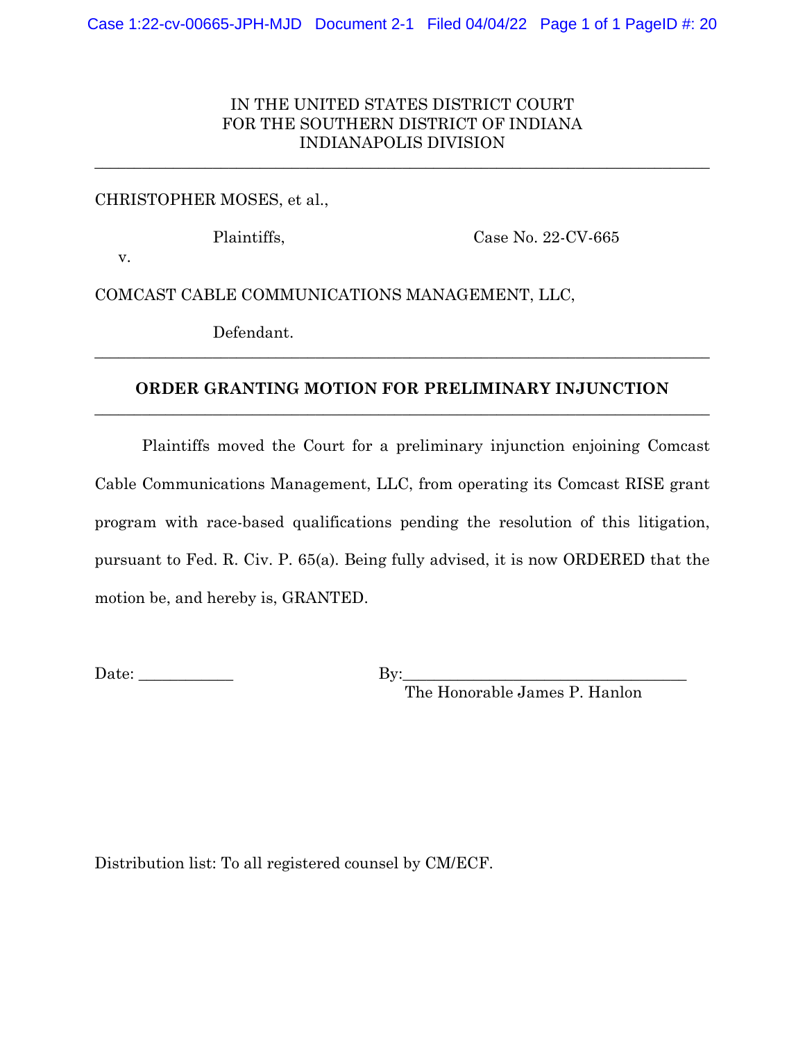IN THE UNITED STATES DISTRICT COURT
FOR THE SOUTHERN DISTRICT OF INDIANA
INDIANAPOLIS DIVISION

---

CHRISTOPHER MOSES, et al.,

Plaintiffs, Case No. 22-CV-665

v.

COMCAST CABLE COMMUNICATIONS MANAGEMENT, LLC,

Defendant.

---

**ORDER GRANTING MOTION FOR PRELIMINARY INJUNCTION**

---

Plaintiffs moved the Court for a preliminary injunction enjoining Comcast Cable Communications Management, LLC, from operating its Comcast RISE grant program with race-based qualifications pending the resolution of this litigation, pursuant to Fed. R. Civ. P. 65(a). Being fully advised, it is now ORDERED that the motion be, and hereby is, GRANTED.

Date: ____________

By:___________________________________
The Honorable James P. Hanlon

Distribution list: To all registered counsel by CM/ECF.